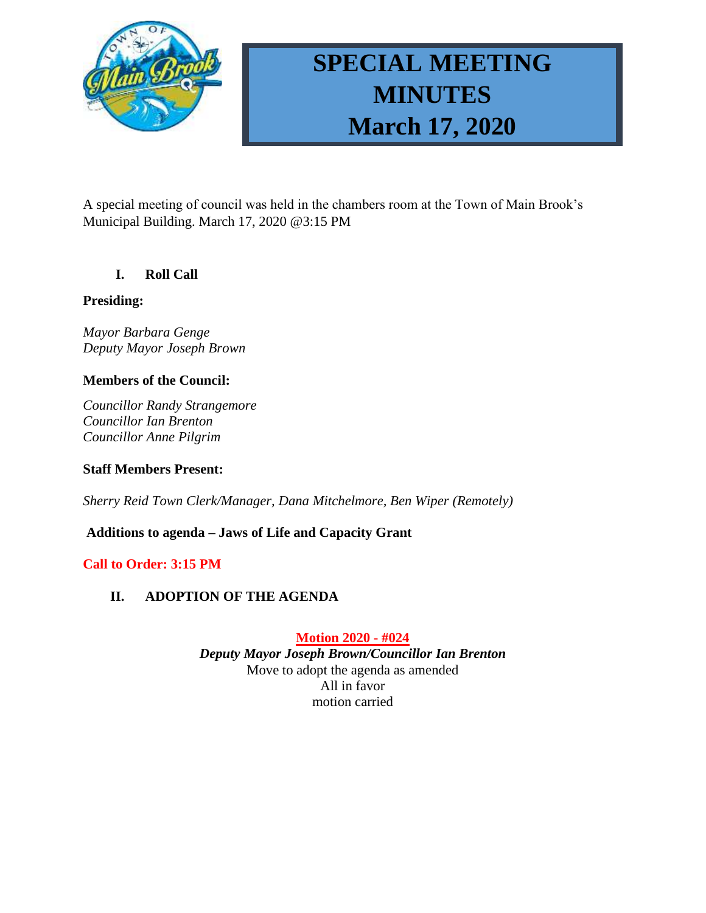# SPECIAL MEETING MINUTES
# March 17, 2020

A special meeting of council was held in the chambers room at the Town of Main Brook's Municipal Building. March 17, 2020 @3:15 PM

## I. Roll Call

**Presiding:**

*Mayor Barbara Genge*
*Deputy Mayor Joseph Brown*

**Members of the Council:**

*Councillor Randy Strangemore*
*Councillor Ian Brenton*
*Councillor Anne Pilgrim*

**Staff Members Present:**

*Sherry Reid Town Clerk/Manager, Dana Mitchelmore, Ben Wiper (Remotely)*

**Additions to agenda – Jaws of Life and Capacity Grant**

**Call to Order: 3:15 PM**

## II. ADOPTION OF THE AGENDA

**Motion 2020 - #024**
***Deputy Mayor Joseph Brown/Councillor Ian Brenton***
Move to adopt the agenda as amended
All in favor
motion carried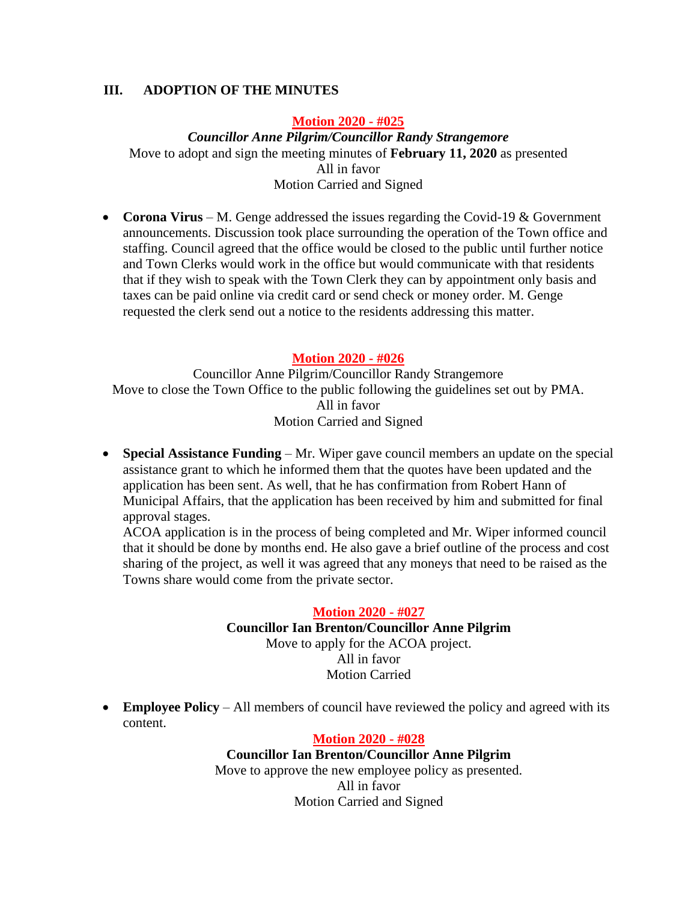## III. ADOPTION OF THE MINUTES

**Motion 2020 - #025**

***Councillor Anne Pilgrim/Councillor Randy Strangemore***

Move to adopt and sign the meeting minutes of **February 11, 2020** as presented

All in favor

Motion Carried and Signed

- **Corona Virus** – M. Genge addressed the issues regarding the Covid-19 & Government announcements. Discussion took place surrounding the operation of the Town office and staffing. Council agreed that the office would be closed to the public until further notice and Town Clerks would work in the office but would communicate with that residents that if they wish to speak with the Town Clerk they can by appointment only basis and taxes can be paid online via credit card or send check or money order. M. Genge requested the clerk send out a notice to the residents addressing this matter.

**Motion 2020 - #026**

Councillor Anne Pilgrim/Councillor Randy Strangemore

Move to close the Town Office to the public following the guidelines set out by PMA.

All in favor

Motion Carried and Signed

- **Special Assistance Funding** – Mr. Wiper gave council members an update on the special assistance grant to which he informed them that the quotes have been updated and the application has been sent. As well, that he has confirmation from Robert Hann of Municipal Affairs, that the application has been received by him and submitted for final approval stages.
  ACOA application is in the process of being completed and Mr. Wiper informed council that it should be done by months end. He also gave a brief outline of the process and cost sharing of the project, as well it was agreed that any moneys that need to be raised as the Towns share would come from the private sector.

**Motion 2020 - #027**

**Councillor Ian Brenton/Councillor Anne Pilgrim**

Move to apply for the ACOA project.

All in favor

Motion Carried

- **Employee Policy** – All members of council have reviewed the policy and agreed with its content.

**Motion 2020 - #028**

**Councillor Ian Brenton/Councillor Anne Pilgrim**

Move to approve the new employee policy as presented.

All in favor

Motion Carried and Signed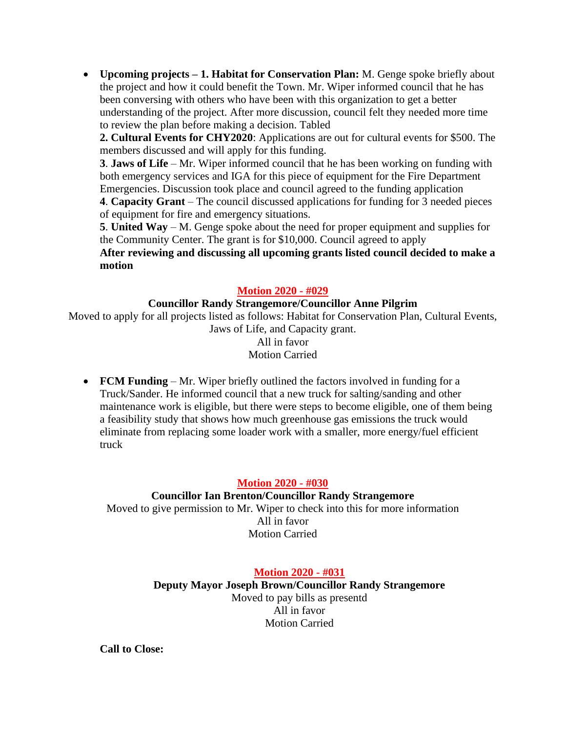- **Upcoming projects – 1. Habitat for Conservation Plan:** M. Genge spoke briefly about the project and how it could benefit the Town. Mr. Wiper informed council that he has been conversing with others who have been with this organization to get a better understanding of the project. After more discussion, council felt they needed more time to review the plan before making a decision. Tabled

  **2. Cultural Events for CHY2020**: Applications are out for cultural events for $500. The members discussed and will apply for this funding.

  **3**. **Jaws of Life** – Mr. Wiper informed council that he has been working on funding with both emergency services and IGA for this piece of equipment for the Fire Department Emergencies. Discussion took place and council agreed to the funding application

  **4**. **Capacity Grant** – The council discussed applications for funding for 3 needed pieces of equipment for fire and emergency situations.

  **5**. **United Way** – M. Genge spoke about the need for proper equipment and supplies for the Community Center. The grant is for $10,000. Council agreed to apply

  **After reviewing and discussing all upcoming grants listed council decided to make a motion**

**Motion 2020 - #029**

**Councillor Randy Strangemore/Councillor Anne Pilgrim**

Moved to apply for all projects listed as follows: Habitat for Conservation Plan, Cultural Events, Jaws of Life, and Capacity grant.

All in favor

Motion Carried

- **FCM Funding** – Mr. Wiper briefly outlined the factors involved in funding for a Truck/Sander. He informed council that a new truck for salting/sanding and other maintenance work is eligible, but there were steps to become eligible, one of them being a feasibility study that shows how much greenhouse gas emissions the truck would eliminate from replacing some loader work with a smaller, more energy/fuel efficient truck

**Motion 2020 - #030**

**Councillor Ian Brenton/Councillor Randy Strangemore**

Moved to give permission to Mr. Wiper to check into this for more information

All in favor

Motion Carried

**Motion 2020 - #031**

**Deputy Mayor Joseph Brown/Councillor Randy Strangemore**

Moved to pay bills as presentd

All in favor

Motion Carried

**Call to Close:**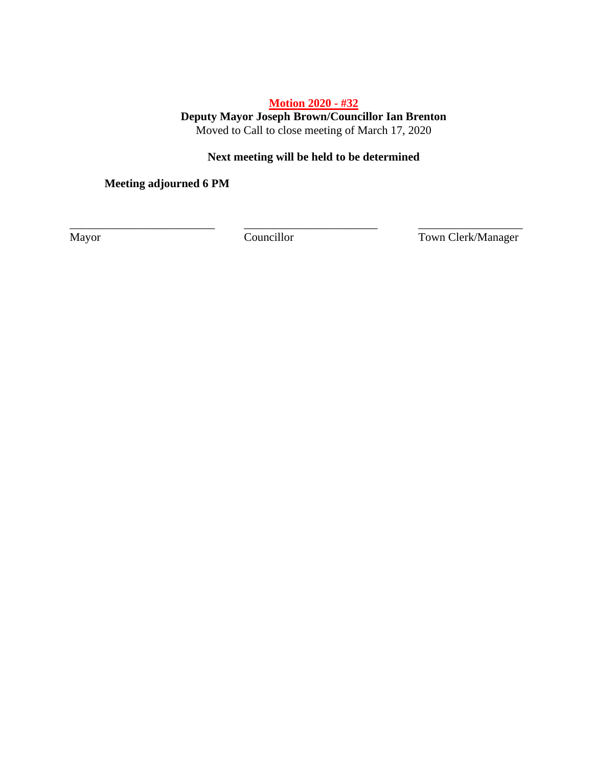**Motion 2020 - #32**

**Deputy Mayor Joseph Brown/Councillor Ian Brenton**

Moved to Call to close meeting of March 17, 2020

**Next meeting will be held to be determined**

**Meeting adjourned 6 PM**

| ___________________________ | ___________________________ | ___________________________ |
|---|---|---|
| Mayor | Councillor | Town Clerk/Manager |